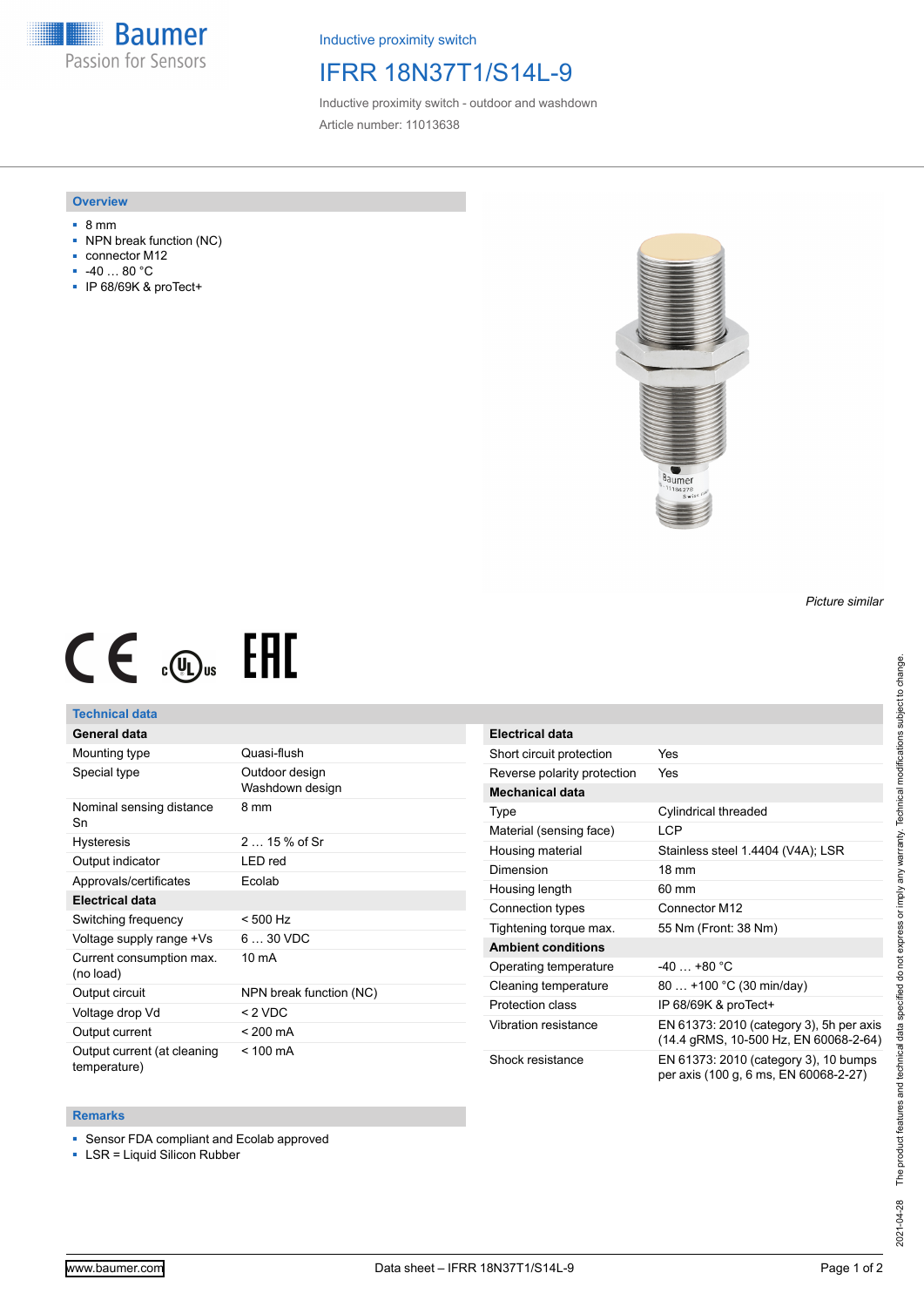Inductive proximity switch

# IFRR 18N37T1/S14L-9

Inductive proximity switch - outdoor and washdown

Article number: 11013638

## Overview

- 8 mm
- NPN break function (NC)
- connector M12
- -40 … 80 °C
- IP 68/69K & proTect+

*Picture similar*

## Technical data

| General data | |
|---|---|
| Mounting type | Quasi-flush |
| Special type | Outdoor design<br>Washdown design |
| Nominal sensing distance Sn | 8 mm |
| Hysteresis | 2 … 15 % of Sr |
| Output indicator | LED red |
| Approvals/certificates | Ecolab |
| **Electrical data** | |
| Switching frequency | < 500 Hz |
| Voltage supply range +Vs | 6 … 30 VDC |
| Current consumption max. (no load) | 10 mA |
| Output circuit | NPN break function (NC) |
| Voltage drop Vd | < 2 VDC |
| Output current | < 200 mA |
| Output current (at cleaning temperature) | < 100 mA |

| Electrical data | |
|---|---|
| Short circuit protection | Yes |
| Reverse polarity protection | Yes |
| **Mechanical data** | |
| Type | Cylindrical threaded |
| Material (sensing face) | LCP |
| Housing material | Stainless steel 1.4404 (V4A); LSR |
| Dimension | 18 mm |
| Housing length | 60 mm |
| Connection types | Connector M12 |
| Tightening torque max. | 55 Nm (Front: 38 Nm) |
| **Ambient conditions** | |
| Operating temperature | -40 … +80 °C |
| Cleaning temperature | 80 … +100 °C (30 min/day) |
| Protection class | IP 68/69K & proTect+ |
| Vibration resistance | EN 61373: 2010 (category 3), 5h per axis (14.4 gRMS, 10-500 Hz, EN 60068-2-64) |
| Shock resistance | EN 61373: 2010 (category 3), 10 bumps per axis (100 g, 6 ms, EN 60068-2-27) |

## Remarks

- Sensor FDA compliant and Ecolab approved
- LSR = Liquid Silicon Rubber

The product features and technical data specified do not express or imply any warranty. Technical modifications subject to change.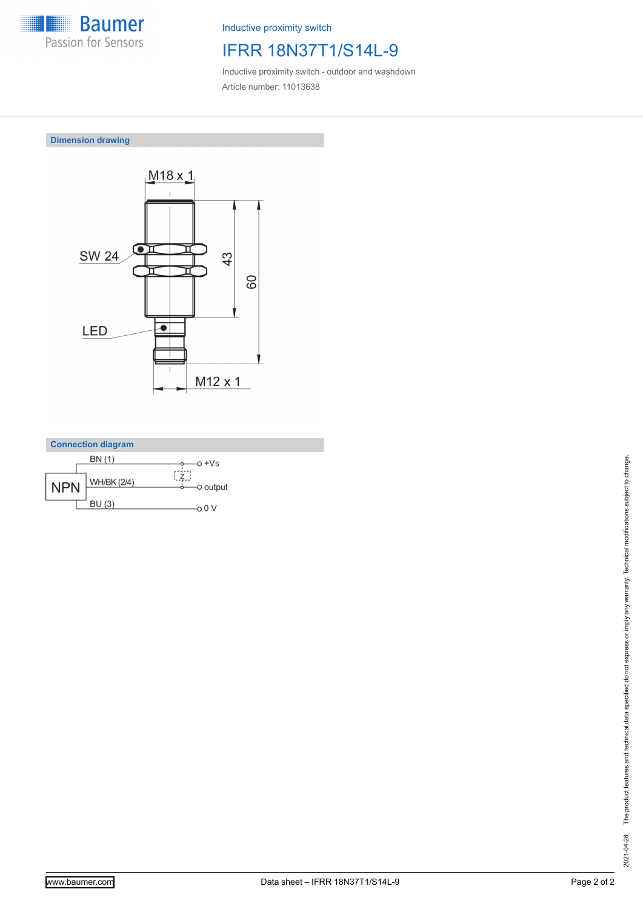Inductive proximity switch

# IFRR 18N37T1/S14L-9

Inductive proximity switch - outdoor and washdown

Article number: 11013638

## Dimension drawing

M18 x 1

SW 24

43

60

LED

M12 x 1

## Connection diagram

NPN

BN (1) +Vs

WH/BK (2/4) output

Z

BU (3) 0 V

2021-04-28 The product features and technical data specified do not express or imply any warranty. Technical modifications subject to change.

www.baumer.com

Data sheet – IFRR 18N37T1/S14L-9